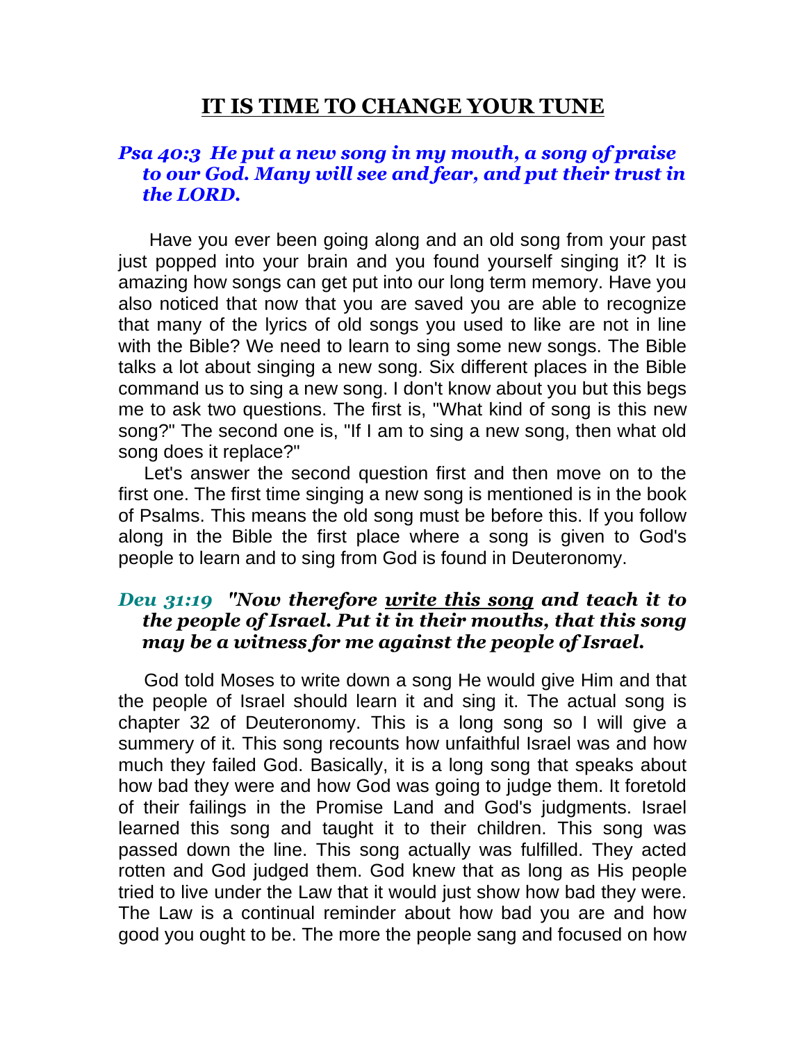# IT IS TIME TO CHANGE YOUR TUNE

***Psa 40:3 He put a new song in my mouth, a song of praise to our God. Many will see and fear, and put their trust in the LORD.***

Have you ever been going along and an old song from your past just popped into your brain and you found yourself singing it? It is amazing how songs can get put into our long term memory. Have you also noticed that now that you are saved you are able to recognize that many of the lyrics of old songs you used to like are not in line with the Bible? We need to learn to sing some new songs. The Bible talks a lot about singing a new song. Six different places in the Bible command us to sing a new song. I don't know about you but this begs me to ask two questions. The first is, "What kind of song is this new song?" The second one is, "If I am to sing a new song, then what old song does it replace?"

Let's answer the second question first and then move on to the first one. The first time singing a new song is mentioned is in the book of Psalms. This means the old song must be before this. If you follow along in the Bible the first place where a song is given to God's people to learn and to sing from God is found in Deuteronomy.

***Deu 31:19 "Now therefore <u>write this song</u> and teach it to the people of Israel. Put it in their mouths, that this song may be a witness for me against the people of Israel.***

God told Moses to write down a song He would give Him and that the people of Israel should learn it and sing it. The actual song is chapter 32 of Deuteronomy. This is a long song so I will give a summery of it. This song recounts how unfaithful Israel was and how much they failed God. Basically, it is a long song that speaks about how bad they were and how God was going to judge them. It foretold of their failings in the Promise Land and God's judgments. Israel learned this song and taught it to their children. This song was passed down the line. This song actually was fulfilled. They acted rotten and God judged them. God knew that as long as His people tried to live under the Law that it would just show how bad they were. The Law is a continual reminder about how bad you are and how good you ought to be. The more the people sang and focused on how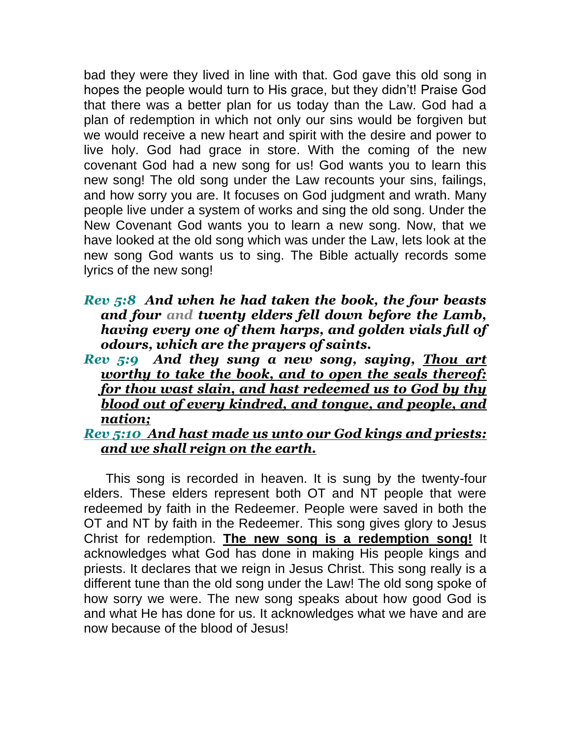bad they were they lived in line with that. God gave this old song in hopes the people would turn to His grace, but they didn't! Praise God that there was a better plan for us today than the Law. God had a plan of redemption in which not only our sins would be forgiven but we would receive a new heart and spirit with the desire and power to live holy. God had grace in store. With the coming of the new covenant God had a new song for us! God wants you to learn this new song! The old song under the Law recounts your sins, failings, and how sorry you are. It focuses on God judgment and wrath. Many people live under a system of works and sing the old song. Under the New Covenant God wants you to learn a new song. Now, that we have looked at the old song which was under the Law, lets look at the new song God wants us to sing. The Bible actually records some lyrics of the new song!

***Rev 5:8** And when he had taken the book, the four beasts and four and twenty elders fell down before the Lamb, having every one of them harps, and golden vials full of odours, which are the prayers of saints.*

***Rev 5:9** And they sung a new song, saying, Thou art worthy to take the book, and to open the seals thereof: for thou wast slain, and hast redeemed us to God by thy blood out of every kindred, and tongue, and people, and nation;*

***Rev 5:10** And hast made us unto our God kings and priests: and we shall reign on the earth.*

This song is recorded in heaven. It is sung by the twenty-four elders. These elders represent both OT and NT people that were redeemed by faith in the Redeemer. People were saved in both the OT and NT by faith in the Redeemer. This song gives glory to Jesus Christ for redemption. **The new song is a redemption song!** It acknowledges what God has done in making His people kings and priests. It declares that we reign in Jesus Christ. This song really is a different tune than the old song under the Law! The old song spoke of how sorry we were. The new song speaks about how good God is and what He has done for us. It acknowledges what we have and are now because of the blood of Jesus!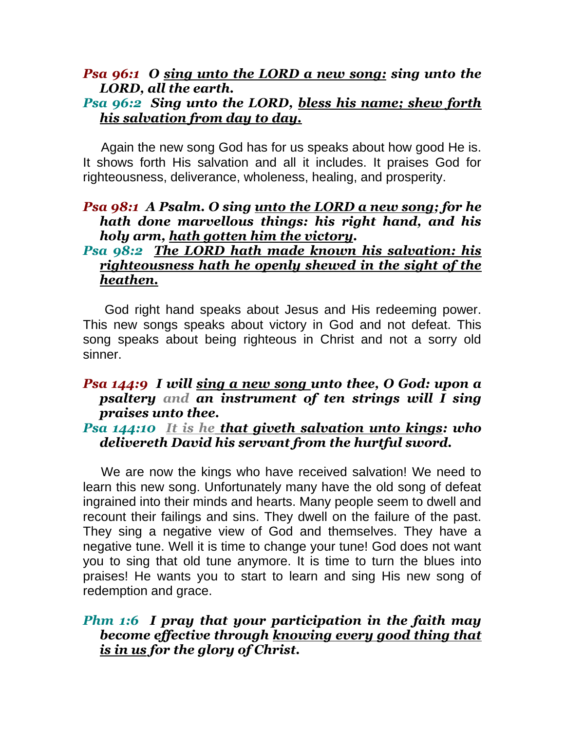***Psa 96:1*** ***O <u>sing unto the LORD a new song:</u> sing unto the LORD, all the earth.***

***Psa 96:2*** ***Sing unto the LORD, <u>bless his name; shew forth his salvation from day to day.</u>***

Again the new song God has for us speaks about how good He is. It shows forth His salvation and all it includes. It praises God for righteousness, deliverance, wholeness, healing, and prosperity.

***Psa 98:1*** ***A Psalm. O sing <u>unto the LORD a new song</u>; for he hath done marvellous things: his right hand, and his holy arm, <u>hath gotten him the victory</u>.***

***Psa 98:2*** ***<u>The LORD hath made known his salvation: his righteousness hath he openly shewed in the sight of the heathen.</u>***

God right hand speaks about Jesus and His redeeming power. This new songs speaks about victory in God and not defeat. This song speaks about being righteous in Christ and not a sorry old sinner.

***Psa 144:9*** ***I will <u>sing a new song</u> unto thee, O God: upon a psaltery and an instrument of ten strings will I sing praises unto thee.***

***Psa 144:10*** ***<u>It is he that giveth salvation unto kings</u>: who delivereth David his servant from the hurtful sword.***

We are now the kings who have received salvation! We need to learn this new song. Unfortunately many have the old song of defeat ingrained into their minds and hearts. Many people seem to dwell and recount their failings and sins. They dwell on the failure of the past. They sing a negative view of God and themselves. They have a negative tune. Well it is time to change your tune! God does not want you to sing that old tune anymore. It is time to turn the blues into praises! He wants you to start to learn and sing His new song of redemption and grace.

***Phm 1:6*** ***I pray that your participation in the faith may become effective through <u>knowing every good thing that is in us</u> for the glory of Christ.***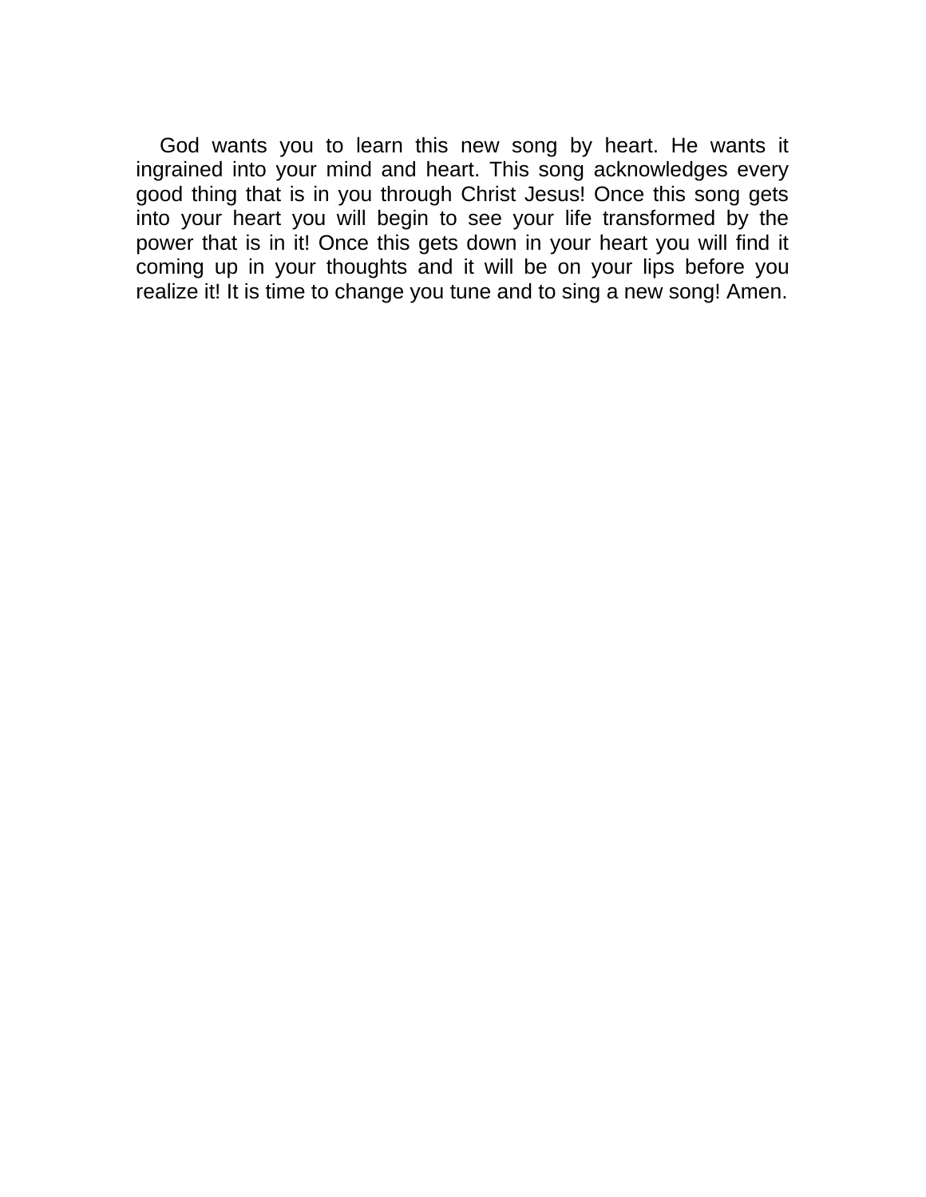God wants you to learn this new song by heart. He wants it ingrained into your mind and heart. This song acknowledges every good thing that is in you through Christ Jesus! Once this song gets into your heart you will begin to see your life transformed by the power that is in it! Once this gets down in your heart you will find it coming up in your thoughts and it will be on your lips before you realize it! It is time to change you tune and to sing a new song! Amen.